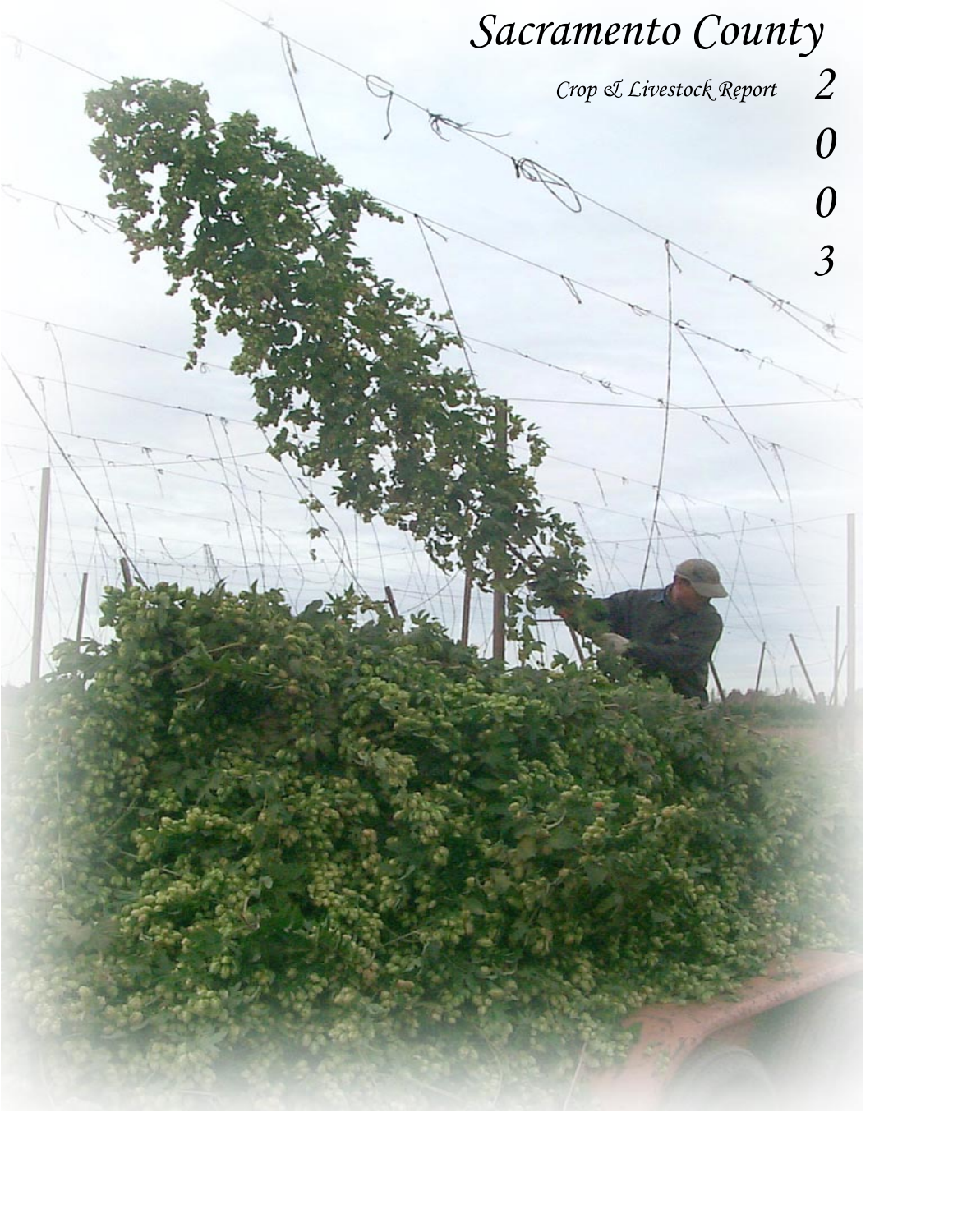# Sacramento County

*Crop & Livestock Report*

*2003*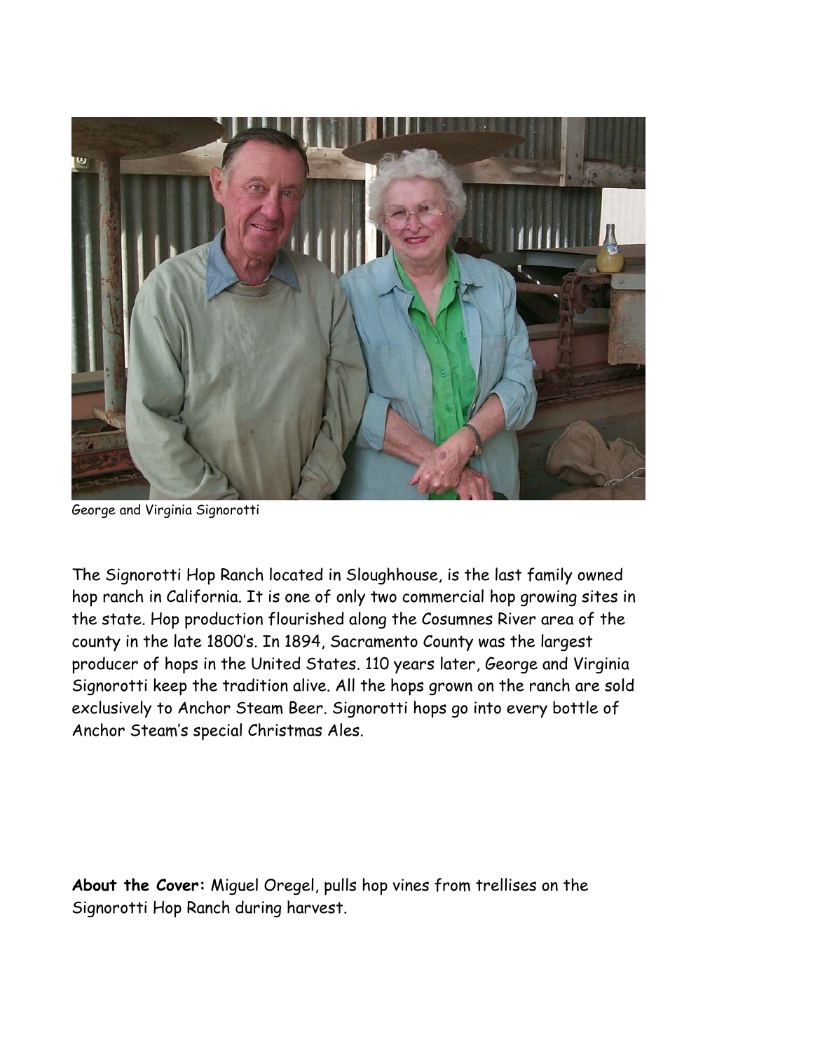George and Virginia Signorotti

The Signorotti Hop Ranch located in Sloughhouse, is the last family owned hop ranch in California. It is one of only two commercial hop growing sites in the state. Hop production flourished along the Cosumnes River area of the county in the late 1800's. In 1894, Sacramento County was the largest producer of hops in the United States. 110 years later, George and Virginia Signorotti keep the tradition alive. All the hops grown on the ranch are sold exclusively to Anchor Steam Beer. Signorotti hops go into every bottle of Anchor Steam's special Christmas Ales.

**About the Cover:** Miguel Oregel, pulls hop vines from trellises on the Signorotti Hop Ranch during harvest.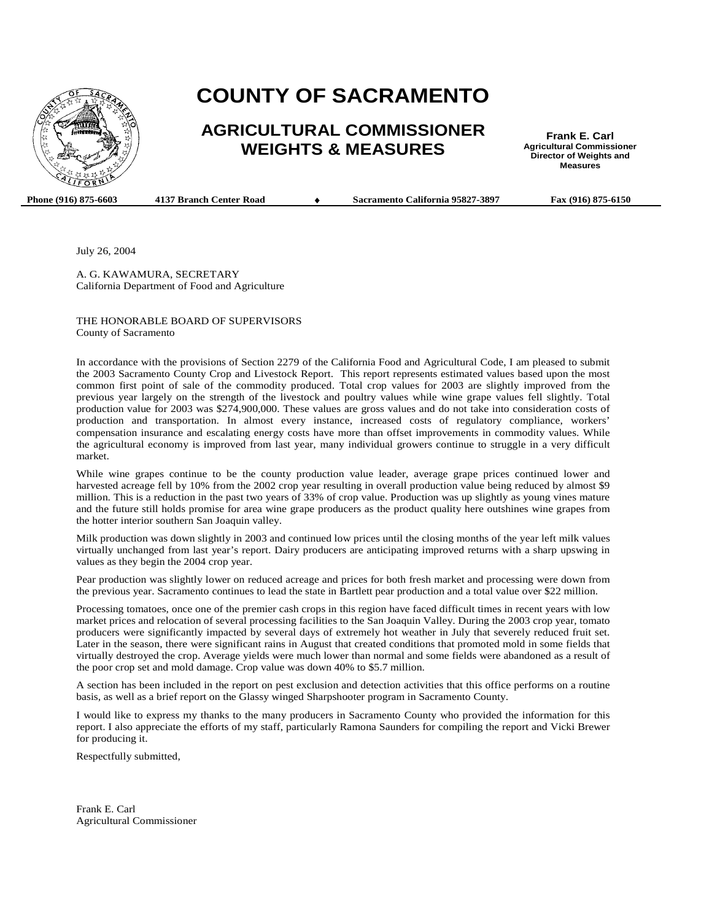# COUNTY OF SACRAMENTO

## AGRICULTURAL COMMISSIONER WEIGHTS & MEASURES

**Frank E. Carl**
**Agricultural Commissioner**
**Director of Weights and Measures**

**Phone (916) 875-6603** **4137 Branch Center Road** ♦ **Sacramento California 95827-3897** **Fax (916) 875-6150**

July 26, 2004

A. G. KAWAMURA, SECRETARY
California Department of Food and Agriculture

THE HONORABLE BOARD OF SUPERVISORS
County of Sacramento

In accordance with the provisions of Section 2279 of the California Food and Agricultural Code, I am pleased to submit the 2003 Sacramento County Crop and Livestock Report. This report represents estimated values based upon the most common first point of sale of the commodity produced. Total crop values for 2003 are slightly improved from the previous year largely on the strength of the livestock and poultry values while wine grape values fell slightly. Total production value for 2003 was $274,900,000. These values are gross values and do not take into consideration costs of production and transportation. In almost every instance, increased costs of regulatory compliance, workers' compensation insurance and escalating energy costs have more than offset improvements in commodity values. While the agricultural economy is improved from last year, many individual growers continue to struggle in a very difficult market.

While wine grapes continue to be the county production value leader, average grape prices continued lower and harvested acreage fell by 10% from the 2002 crop year resulting in overall production value being reduced by almost $9 million. This is a reduction in the past two years of 33% of crop value. Production was up slightly as young vines mature and the future still holds promise for area wine grape producers as the product quality here outshines wine grapes from the hotter interior southern San Joaquin valley.

Milk production was down slightly in 2003 and continued low prices until the closing months of the year left milk values virtually unchanged from last year's report. Dairy producers are anticipating improved returns with a sharp upswing in values as they begin the 2004 crop year.

Pear production was slightly lower on reduced acreage and prices for both fresh market and processing were down from the previous year. Sacramento continues to lead the state in Bartlett pear production and a total value over $22 million.

Processing tomatoes, once one of the premier cash crops in this region have faced difficult times in recent years with low market prices and relocation of several processing facilities to the San Joaquin Valley. During the 2003 crop year, tomato producers were significantly impacted by several days of extremely hot weather in July that severely reduced fruit set. Later in the season, there were significant rains in August that created conditions that promoted mold in some fields that virtually destroyed the crop. Average yields were much lower than normal and some fields were abandoned as a result of the poor crop set and mold damage. Crop value was down 40% to $5.7 million.

A section has been included in the report on pest exclusion and detection activities that this office performs on a routine basis, as well as a brief report on the Glassy winged Sharpshooter program in Sacramento County.

I would like to express my thanks to the many producers in Sacramento County who provided the information for this report. I also appreciate the efforts of my staff, particularly Ramona Saunders for compiling the report and Vicki Brewer for producing it.

Respectfully submitted,

Frank E. Carl
Agricultural Commissioner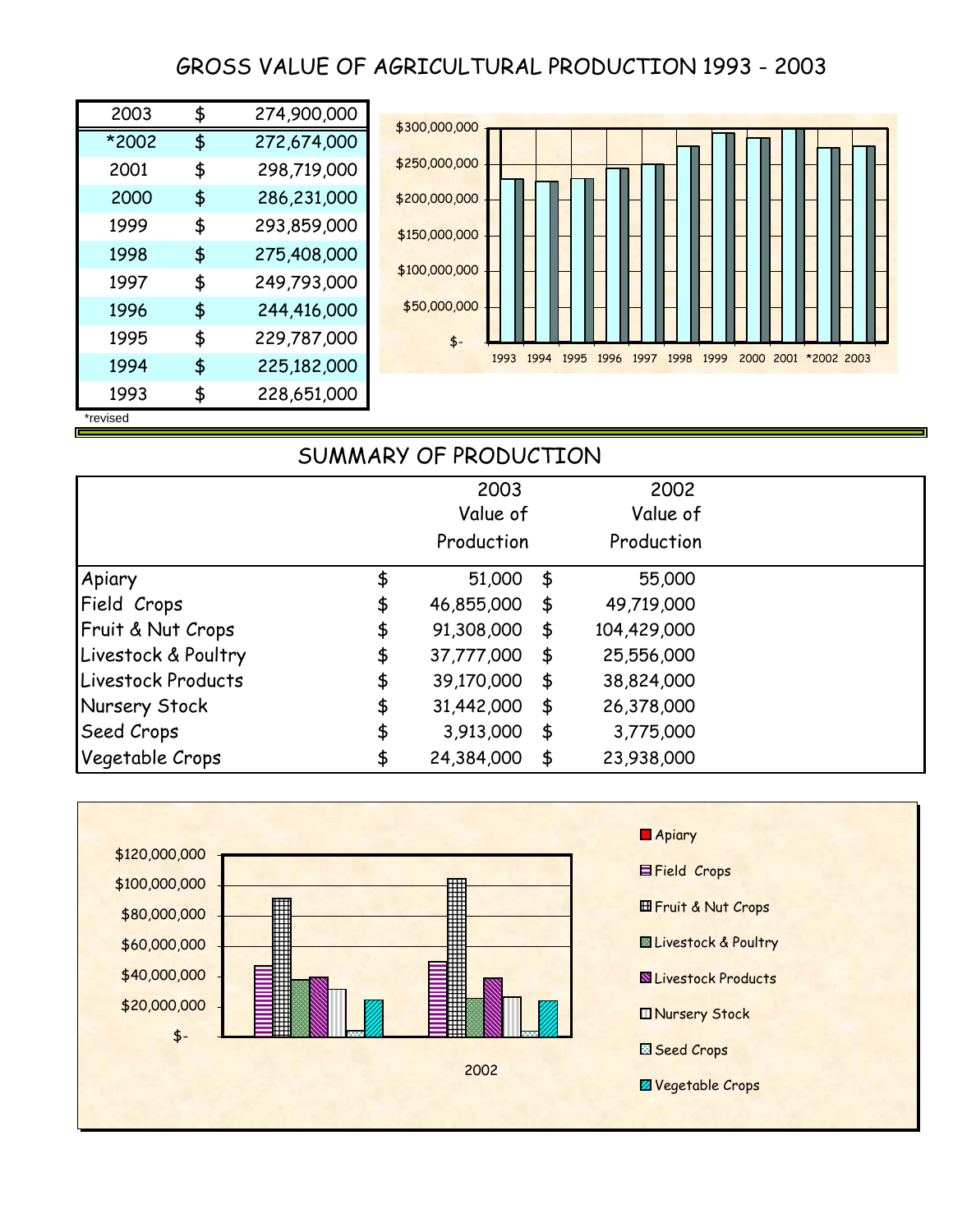# GROSS VALUE OF AGRICULTURAL PRODUCTION 1993 - 2003

| Year | | Value |
|---|---|---|
| 2003 | $ | 274,900,000 |
| *2002 | $ | 272,674,000 |
| 2001 | $ | 298,719,000 |
| 2000 | $ | 286,231,000 |
| 1999 | $ | 293,859,000 |
| 1998 | $ | 275,408,000 |
| 1997 | $ | 249,793,000 |
| 1996 | $ | 244,416,000 |
| 1995 | $ | 229,787,000 |
| 1994 | $ | 225,182,000 |
| 1993 | $ | 228,651,000 |

*revised

## SUMMARY OF PRODUCTION

| | | 2003 Value of Production | | 2002 Value of Production |
|---|---|---|---|---|
| Apiary | $ | 51,000 | $ | 55,000 |
| Field Crops | $ | 46,855,000 | $ | 49,719,000 |
| Fruit & Nut Crops | $ | 91,308,000 | $ | 104,429,000 |
| Livestock & Poultry | $ | 37,777,000 | $ | 25,556,000 |
| Livestock Products | $ | 39,170,000 | $ | 38,824,000 |
| Nursery Stock | $ | 31,442,000 | $ | 26,378,000 |
| Seed Crops | $ | 3,913,000 | $ | 3,775,000 |
| Vegetable Crops | $ | 24,384,000 | $ | 23,938,000 |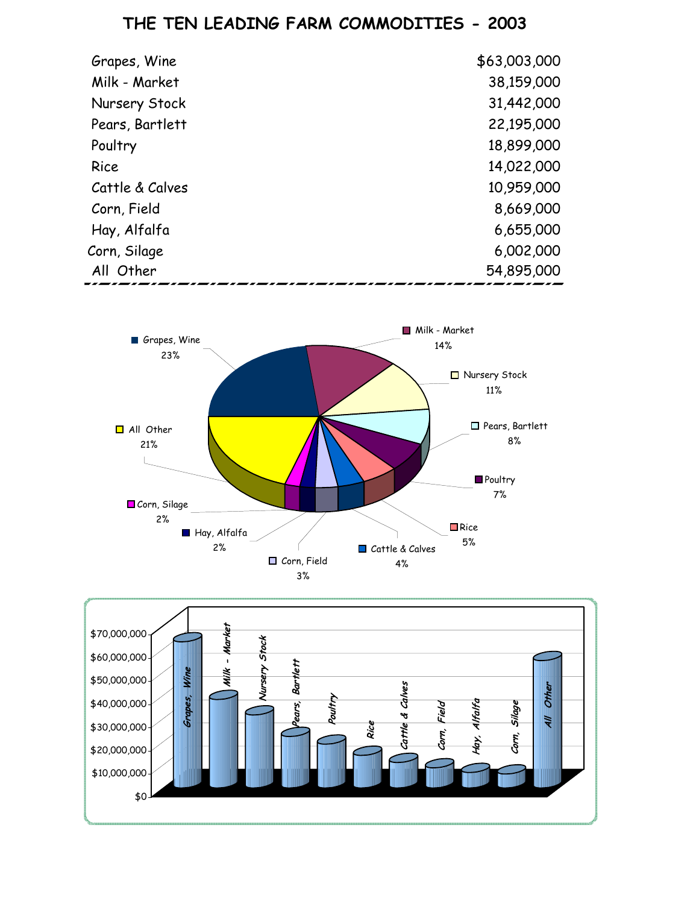# THE TEN LEADING FARM COMMODITIES - 2003

| Commodity | Value |
|---|---|
| Grapes, Wine | $63,003,000 |
| Milk - Market | 38,159,000 |
| Nursery Stock | 31,442,000 |
| Pears, Bartlett | 22,195,000 |
| Poultry | 18,899,000 |
| Rice | 14,022,000 |
| Cattle & Calves | 10,959,000 |
| Corn, Field | 8,669,000 |
| Hay, Alfalfa | 6,655,000 |
| Corn, Silage | 6,002,000 |
| All Other | 54,895,000 |

Grapes, Wine 23%
Milk - Market 14%
Nursery Stock 11%
Pears, Bartlett 8%
Poultry 7%
Rice 5%
Cattle & Calves 4%
Corn, Field 3%
Hay, Alfalfa 2%
Corn, Silage 2%
All Other 21%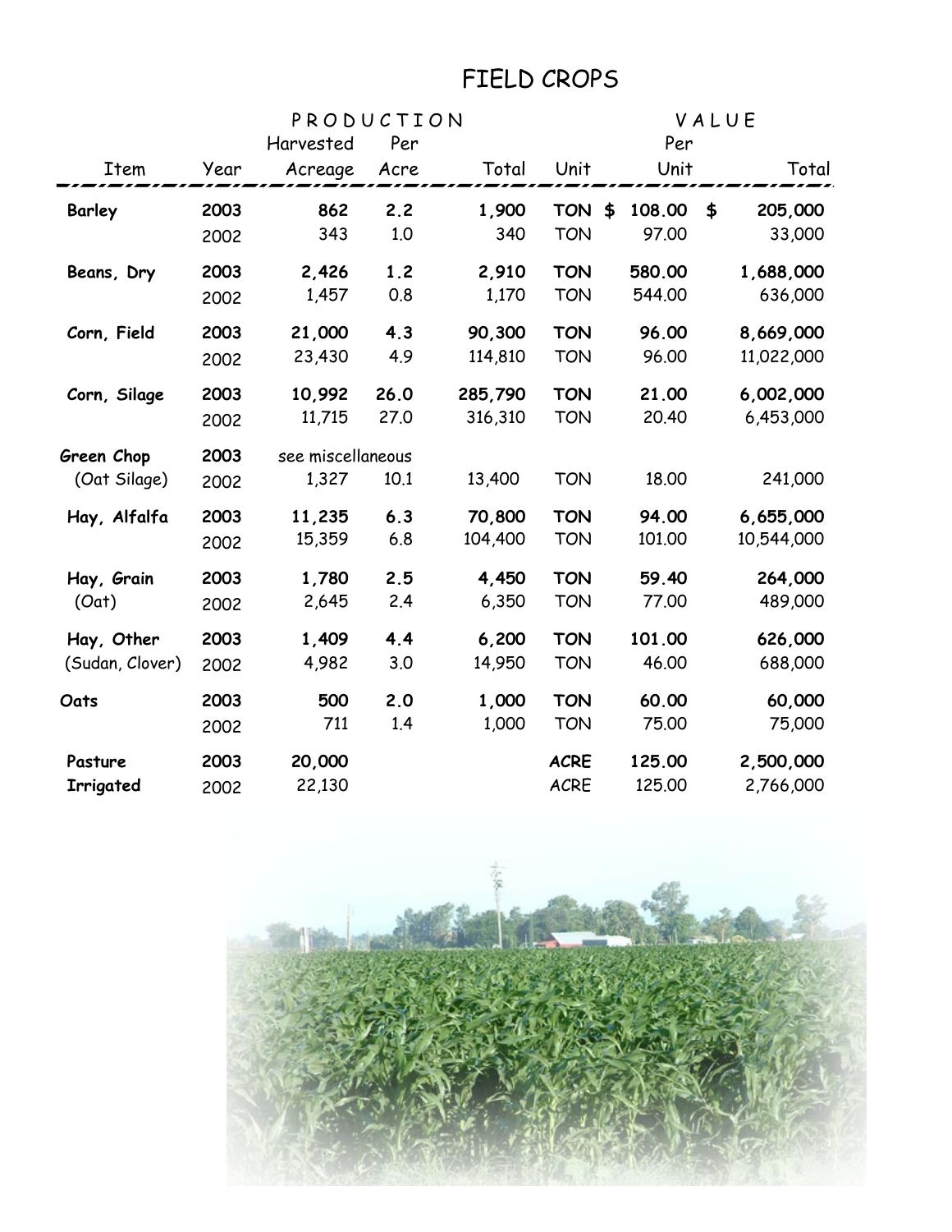# FIELD CROPS

| Item | Year | PRODUCTION Harvested Acreage | Per Acre | Total | Unit | VALUE Per Unit | Total |
|---|---|---|---|---|---|---|---|
| **Barley** | **2003** | **862** | **2.2** | **1,900** | **TON** | **$ 108.00** | **$ 205,000** |
| | 2002 | 343 | 1.0 | 340 | TON | 97.00 | 33,000 |
| **Beans, Dry** | **2003** | **2,426** | **1.2** | **2,910** | **TON** | **580.00** | **1,688,000** |
| | 2002 | 1,457 | 0.8 | 1,170 | TON | 544.00 | 636,000 |
| **Corn, Field** | **2003** | **21,000** | **4.3** | **90,300** | **TON** | **96.00** | **8,669,000** |
| | 2002 | 23,430 | 4.9 | 114,810 | TON | 96.00 | 11,022,000 |
| **Corn, Silage** | **2003** | **10,992** | **26.0** | **285,790** | **TON** | **21.00** | **6,002,000** |
| | 2002 | 11,715 | 27.0 | 316,310 | TON | 20.40 | 6,453,000 |
| **Green Chop** | **2003** | see miscellaneous | | | | | |
| (Oat Silage) | 2002 | 1,327 | 10.1 | 13,400 | TON | 18.00 | 241,000 |
| **Hay, Alfalfa** | **2003** | **11,235** | **6.3** | **70,800** | **TON** | **94.00** | **6,655,000** |
| | 2002 | 15,359 | 6.8 | 104,400 | TON | 101.00 | 10,544,000 |
| **Hay, Grain** (Oat) | **2003** | **1,780** | **2.5** | **4,450** | **TON** | **59.40** | **264,000** |
| | 2002 | 2,645 | 2.4 | 6,350 | TON | 77.00 | 489,000 |
| **Hay, Other** (Sudan, Clover) | **2003** | **1,409** | **4.4** | **6,200** | **TON** | **101.00** | **626,000** |
| | 2002 | 4,982 | 3.0 | 14,950 | TON | 46.00 | 688,000 |
| **Oats** | **2003** | **500** | **2.0** | **1,000** | **TON** | **60.00** | **60,000** |
| | 2002 | 711 | 1.4 | 1,000 | TON | 75.00 | 75,000 |
| **Pasture Irrigated** | **2003** | **20,000** | | | **ACRE** | **125.00** | **2,500,000** |
| | 2002 | 22,130 | | | ACRE | 125.00 | 2,766,000 |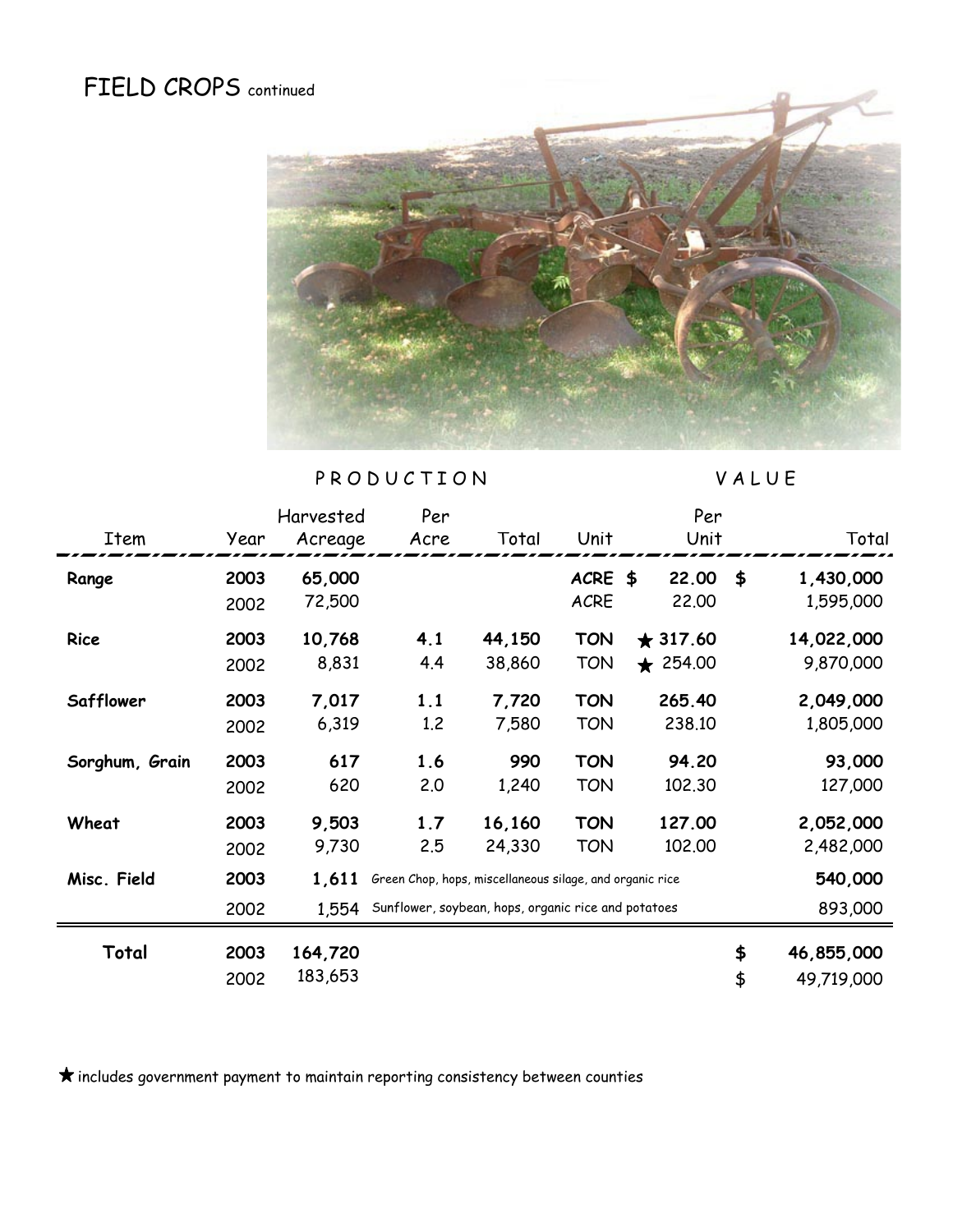# FIELD CROPS continued

| | | PRODUCTION | | | | VALUE | |
|---|---|---|---|---|---|---|---|
| Item | Year | Harvested Acreage | Per Acre | Total | Unit | Per Unit | Total |
| **Range** | **2003** | **65,000** | | | **ACRE** | **$ 22.00** | **$ 1,430,000** |
| | 2002 | 72,500 | | | ACRE | 22.00 | 1,595,000 |
| **Rice** | **2003** | **10,768** | **4.1** | **44,150** | **TON** | **★ 317.60** | **14,022,000** |
| | 2002 | 8,831 | 4.4 | 38,860 | TON | ★ 254.00 | 9,870,000 |
| **Safflower** | **2003** | **7,017** | **1.1** | **7,720** | **TON** | **265.40** | **2,049,000** |
| | 2002 | 6,319 | 1.2 | 7,580 | TON | 238.10 | 1,805,000 |
| **Sorghum, Grain** | **2003** | **617** | **1.6** | **990** | **TON** | **94.20** | **93,000** |
| | 2002 | 620 | 2.0 | 1,240 | TON | 102.30 | 127,000 |
| **Wheat** | **2003** | **9,503** | **1.7** | **16,160** | **TON** | **127.00** | **2,052,000** |
| | 2002 | 9,730 | 2.5 | 24,330 | TON | 102.00 | 2,482,000 |
| **Misc. Field** | **2003** | **1,611** | Green Chop, hops, miscellaneous silage, and organic rice | | | | **540,000** |
| | 2002 | 1,554 | Sunflower, soybean, hops, organic rice and potatoes | | | | 893,000 |
| **Total** | **2003** | **164,720** | | | | | **$ 46,855,000** |
| | 2002 | 183,653 | | | | | $ 49,719,000 |

★ includes government payment to maintain reporting consistency between counties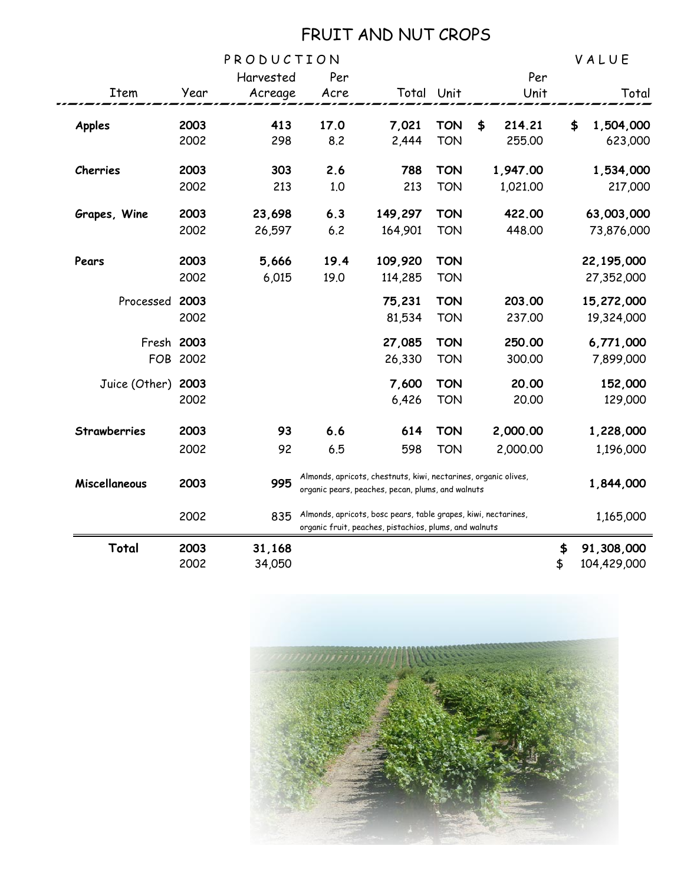# FRUIT AND NUT CROPS

| Item | Year | PRODUCTION Harvested Acreage | Per Acre | Total | Unit | VALUE Per Unit | Total |
|---|---|---|---|---|---|---|---|
| **Apples** | **2003** | **413** | **17.0** | **7,021** | **TON** | **$ 214.21** | **$ 1,504,000** |
| | 2002 | 298 | 8.2 | 2,444 | TON | 255.00 | 623,000 |
| **Cherries** | **2003** | **303** | **2.6** | **788** | **TON** | **1,947.00** | **1,534,000** |
| | 2002 | 213 | 1.0 | 213 | TON | 1,021.00 | 217,000 |
| **Grapes, Wine** | **2003** | **23,698** | **6.3** | **149,297** | **TON** | **422.00** | **63,003,000** |
| | 2002 | 26,597 | 6.2 | 164,901 | TON | 448.00 | 73,876,000 |
| **Pears** | **2003** | **5,666** | **19.4** | **109,920** | **TON** | | **22,195,000** |
| | 2002 | 6,015 | 19.0 | 114,285 | TON | | 27,352,000 |
| Processed | **2003** | | | **75,231** | **TON** | **203.00** | **15,272,000** |
| | 2002 | | | 81,534 | TON | 237.00 | 19,324,000 |
| Fresh | **2003** | | | **27,085** | **TON** | **250.00** | **6,771,000** |
| FOB | 2002 | | | 26,330 | TON | 300.00 | 7,899,000 |
| Juice (Other) | **2003** | | | **7,600** | **TON** | **20.00** | **152,000** |
| | 2002 | | | 6,426 | TON | 20.00 | 129,000 |
| **Strawberries** | **2003** | **93** | **6.6** | **614** | **TON** | **2,000.00** | **1,228,000** |
| | 2002 | 92 | 6.5 | 598 | TON | 2,000.00 | 1,196,000 |
| **Miscellaneous** | **2003** | **995** | Almonds, apricots, chestnuts, kiwi, nectarines, organic olives, organic pears, peaches, pecan, plums, and walnuts | | | | **1,844,000** |
| | 2002 | 835 | Almonds, apricots, bosc pears, table grapes, kiwi, nectarines, organic fruit, peaches, pistachios, plums, and walnuts | | | | 1,165,000 |
| **Total** | **2003** | **31,168** | | | | | **$ 91,308,000** |
| | 2002 | 34,050 | | | | | $ 104,429,000 |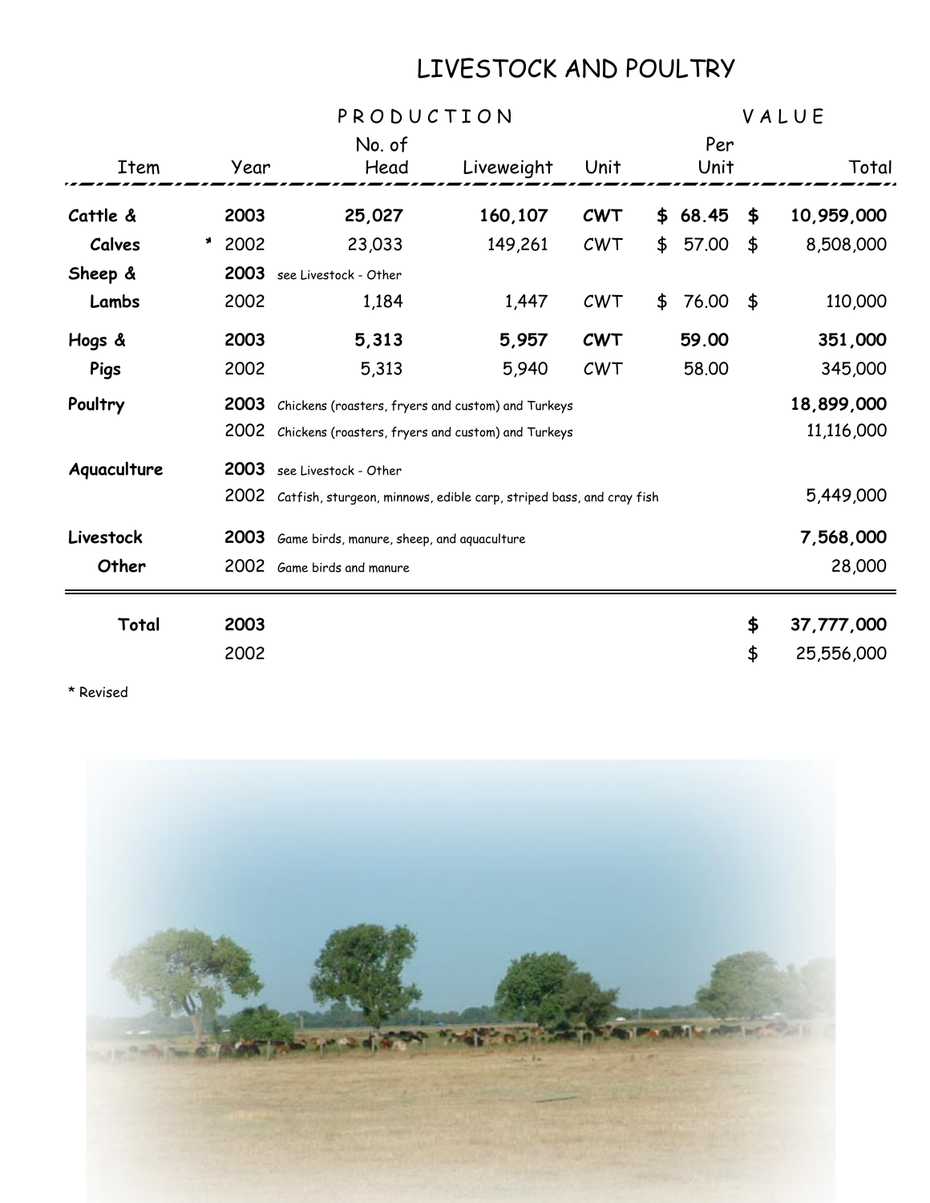# LIVESTOCK AND POULTRY

| Item | Year | PRODUCTION No. of Head | Liveweight | Unit | VALUE Per Unit | Total |
|---|---|---|---|---|---|---|
| **Cattle &** | **2003** | **25,027** | **160,107** | **CWT** | **$ 68.45** | **$ 10,959,000** |
| **Calves** | * 2002 | 23,033 | 149,261 | CWT | $ 57.00 | $ 8,508,000 |
| **Sheep &** | **2003** | see Livestock - Other | | | | |
| **Lambs** | 2002 | 1,184 | 1,447 | CWT | $ 76.00 | $ 110,000 |
| **Hogs &** | **2003** | **5,313** | **5,957** | **CWT** | **59.00** | **351,000** |
| **Pigs** | 2002 | 5,313 | 5,940 | CWT | 58.00 | 345,000 |
| **Poultry** | **2003** | Chickens (roasters, fryers and custom) and Turkeys | | | | **18,899,000** |
| | 2002 | Chickens (roasters, fryers and custom) and Turkeys | | | | 11,116,000 |
| **Aquaculture** | **2003** | see Livestock - Other | | | | |
| | 2002 | Catfish, sturgeon, minnows, edible carp, striped bass, and cray fish | | | | 5,449,000 |
| **Livestock** | **2003** | Game birds, manure, sheep, and aquaculture | | | | **7,568,000** |
| **Other** | 2002 | Game birds and manure | | | | 28,000 |
| **Total** | **2003** | | | | | **$ 37,777,000** |
| | 2002 | | | | | $ 25,556,000 |

\* Revised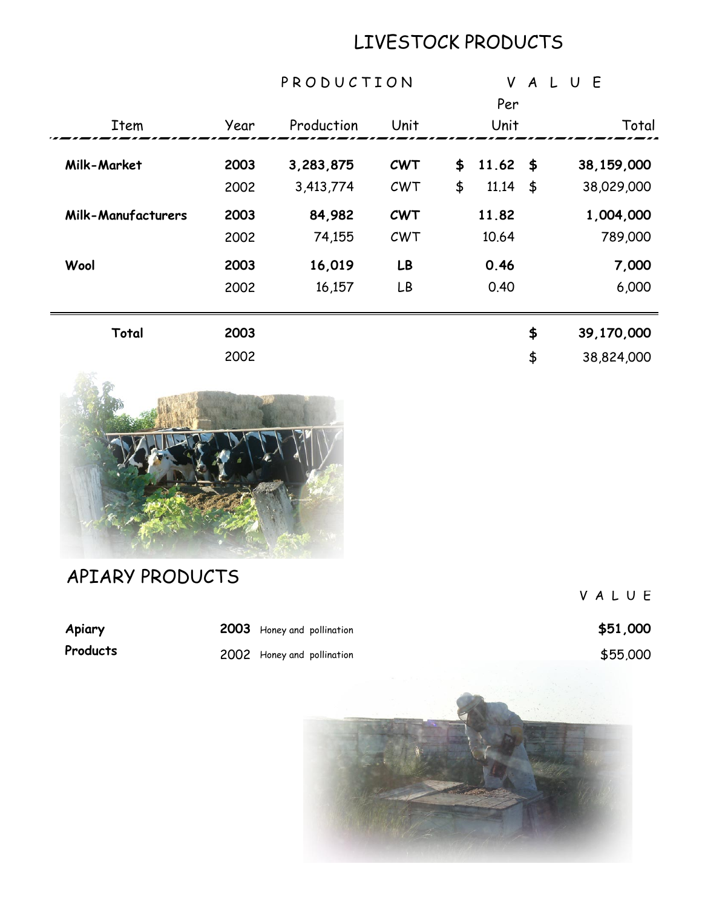# LIVESTOCK PRODUCTS

| Item | Year | Production | Unit | Value Per Unit | Value Total |
|---|---|---|---|---|---|
| **Milk-Market** | **2003** | **3,283,875** | **CWT** | **$ 11.62** | **$ 38,159,000** |
| | 2002 | 3,413,774 | CWT | $ 11.14 | $ 38,029,000 |
| **Milk-Manufacturers** | **2003** | **84,982** | **CWT** | **11.82** | **1,004,000** |
| | 2002 | 74,155 | CWT | 10.64 | 789,000 |
| **Wool** | **2003** | **16,019** | **LB** | **0.46** | **7,000** |
| | 2002 | 16,157 | LB | 0.40 | 6,000 |
| **Total** | **2003** | | | | **$ 39,170,000** |
| | 2002 | | | | $ 38,824,000 |

# APIARY PRODUCTS

| | | | VALUE |
|---|---|---|---|
| **Apiary Products** | **2003** | Honey and pollination | **$51,000** |
| | 2002 | Honey and pollination | $55,000 |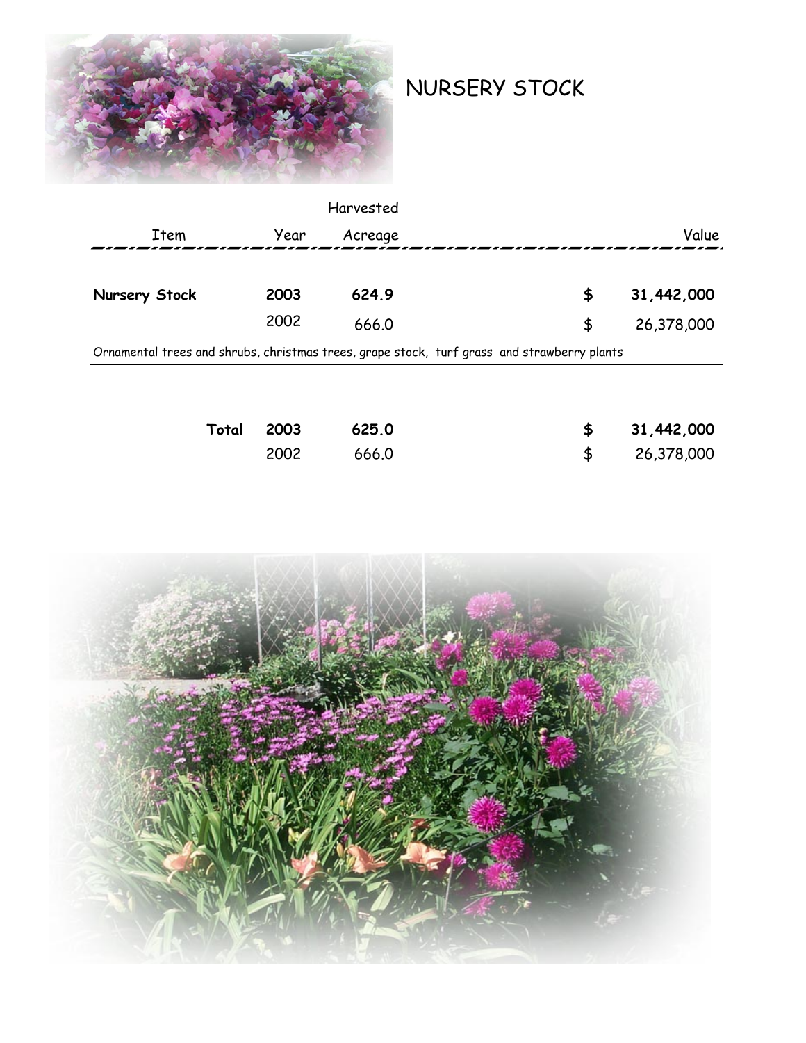# NURSERY STOCK

| Item | Year | Harvested Acreage | | Value |
|---|---|---|---|---|
| **Nursery Stock** | **2003** | **624.9** | **$** | **31,442,000** |
| | 2002 | 666.0 | $ | 26,378,000 |

Ornamental trees and shrubs, christmas trees, grape stock, turf grass and strawberry plants

| | Year | Harvested Acreage | | Value |
|---|---|---|---|---|
| **Total** | **2003** | **625.0** | **$** | **31,442,000** |
| | 2002 | 666.0 | $ | 26,378,000 |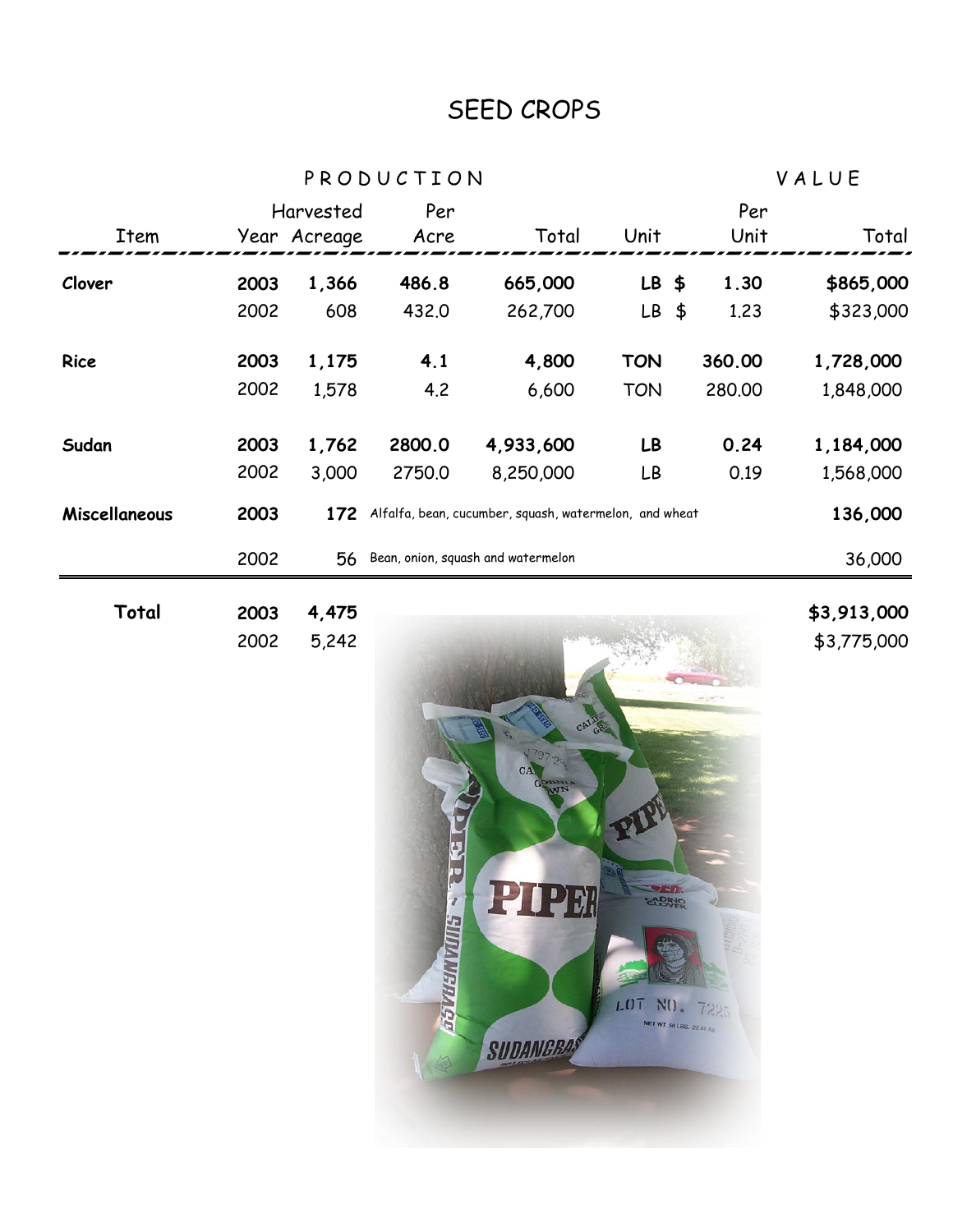# SEED CROPS

| Item | Year | Harvested Acreage | PRODUCTION Per Acre | Total | Unit | VALUE Per Unit | Total |
|---|---|---|---|---|---|---|---|
| **Clover** | **2003** | **1,366** | **486.8** | **665,000** | **LB** | **$ 1.30** | **$865,000** |
| | 2002 | 608 | 432.0 | 262,700 | LB | $ 1.23 | $323,000 |
| **Rice** | **2003** | **1,175** | **4.1** | **4,800** | **TON** | **360.00** | **1,728,000** |
| | 2002 | 1,578 | 4.2 | 6,600 | TON | 280.00 | 1,848,000 |
| **Sudan** | **2003** | **1,762** | **2800.0** | **4,933,600** | **LB** | **0.24** | **1,184,000** |
| | 2002 | 3,000 | 2750.0 | 8,250,000 | LB | 0.19 | 1,568,000 |
| **Miscellaneous** | **2003** | **172** | Alfalfa, bean, cucumber, squash, watermelon, and wheat | | | | **136,000** |
| | 2002 | 56 | Bean, onion, squash and watermelon | | | | 36,000 |
| **Total** | **2003** | **4,475** | | | | | **$3,913,000** |
| | 2002 | 5,242 | | | | | $3,775,000 |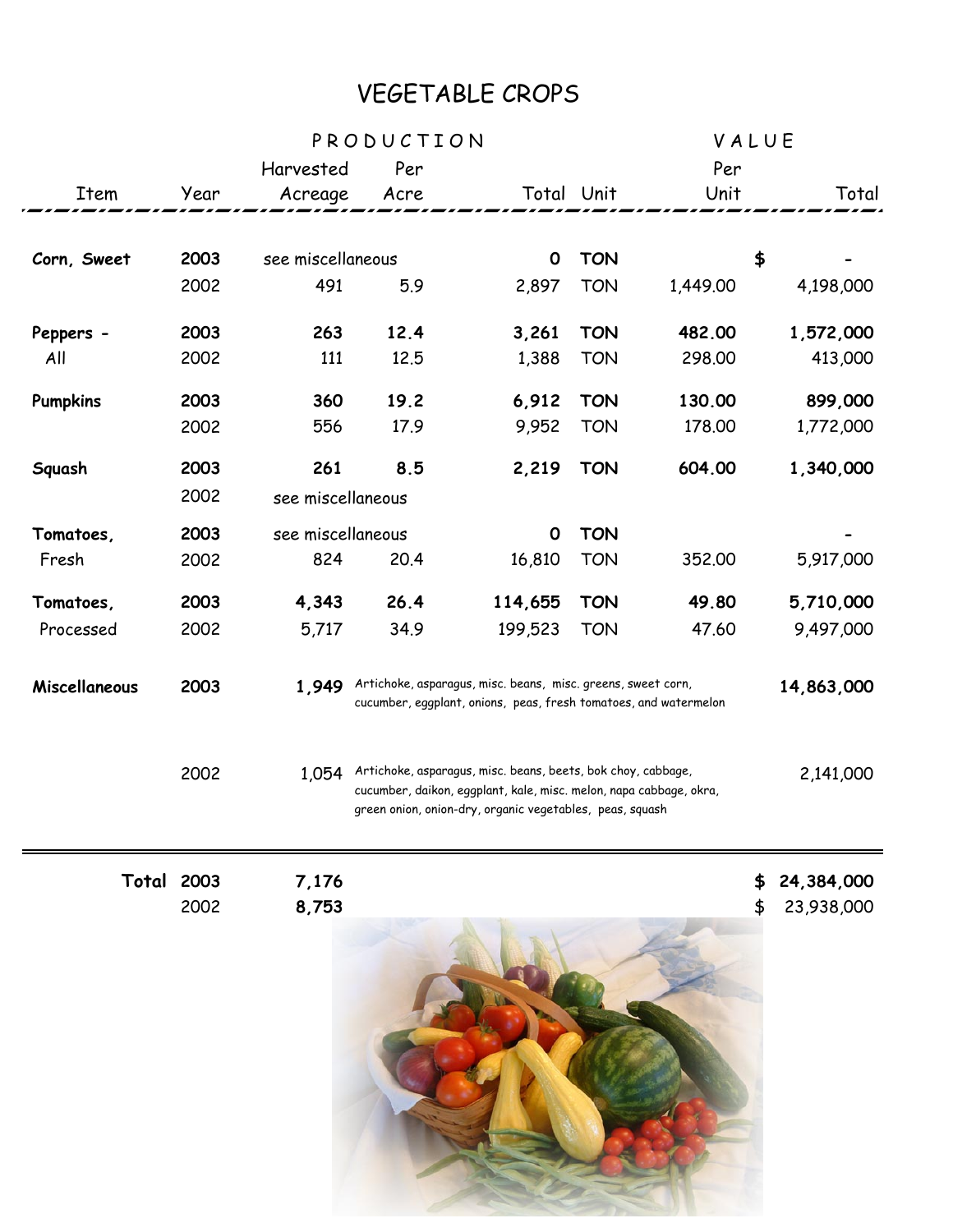# VEGETABLE CROPS

| Item | Year | PRODUCTION Harvested Acreage | Per Acre | Total | Unit | VALUE Per Unit | Total |
|---|---|---|---|---|---|---|---|
| **Corn, Sweet** | **2003** | see miscellaneous | | **0** | **TON** | | **$ -** |
| | 2002 | 491 | 5.9 | 2,897 | TON | 1,449.00 | 4,198,000 |
| **Peppers - All** | **2003** | **263** | **12.4** | **3,261** | **TON** | **482.00** | **1,572,000** |
| | 2002 | 111 | 12.5 | 1,388 | TON | 298.00 | 413,000 |
| **Pumpkins** | **2003** | **360** | **19.2** | **6,912** | **TON** | **130.00** | **899,000** |
| | 2002 | 556 | 17.9 | 9,952 | TON | 178.00 | 1,772,000 |
| **Squash** | **2003** | **261** | **8.5** | **2,219** | **TON** | **604.00** | **1,340,000** |
| | 2002 | see miscellaneous | | | | | |
| **Tomatoes, Fresh** | **2003** | see miscellaneous | | **0** | **TON** | | **-** |
| | 2002 | 824 | 20.4 | 16,810 | TON | 352.00 | 5,917,000 |
| **Tomatoes, Processed** | **2003** | **4,343** | **26.4** | **114,655** | **TON** | **49.80** | **5,710,000** |
| | 2002 | 5,717 | 34.9 | 199,523 | TON | 47.60 | 9,497,000 |
| **Miscellaneous** | **2003** | **1,949** | Artichoke, asparagus, misc. beans, misc. greens, sweet corn, cucumber, eggplant, onions, peas, fresh tomatoes, and watermelon | | | | **14,863,000** |
| | 2002 | 1,054 | Artichoke, asparagus, misc. beans, beets, bok choy, cabbage, cucumber, daikon, eggplant, kale, misc. melon, napa cabbage, okra, green onion, onion-dry, organic vegetables, peas, squash | | | | 2,141,000 |
| **Total** | **2003** | **7,176** | | | | | **$ 24,384,000** |
| | 2002 | **8,753** | | | | | $ 23,938,000 |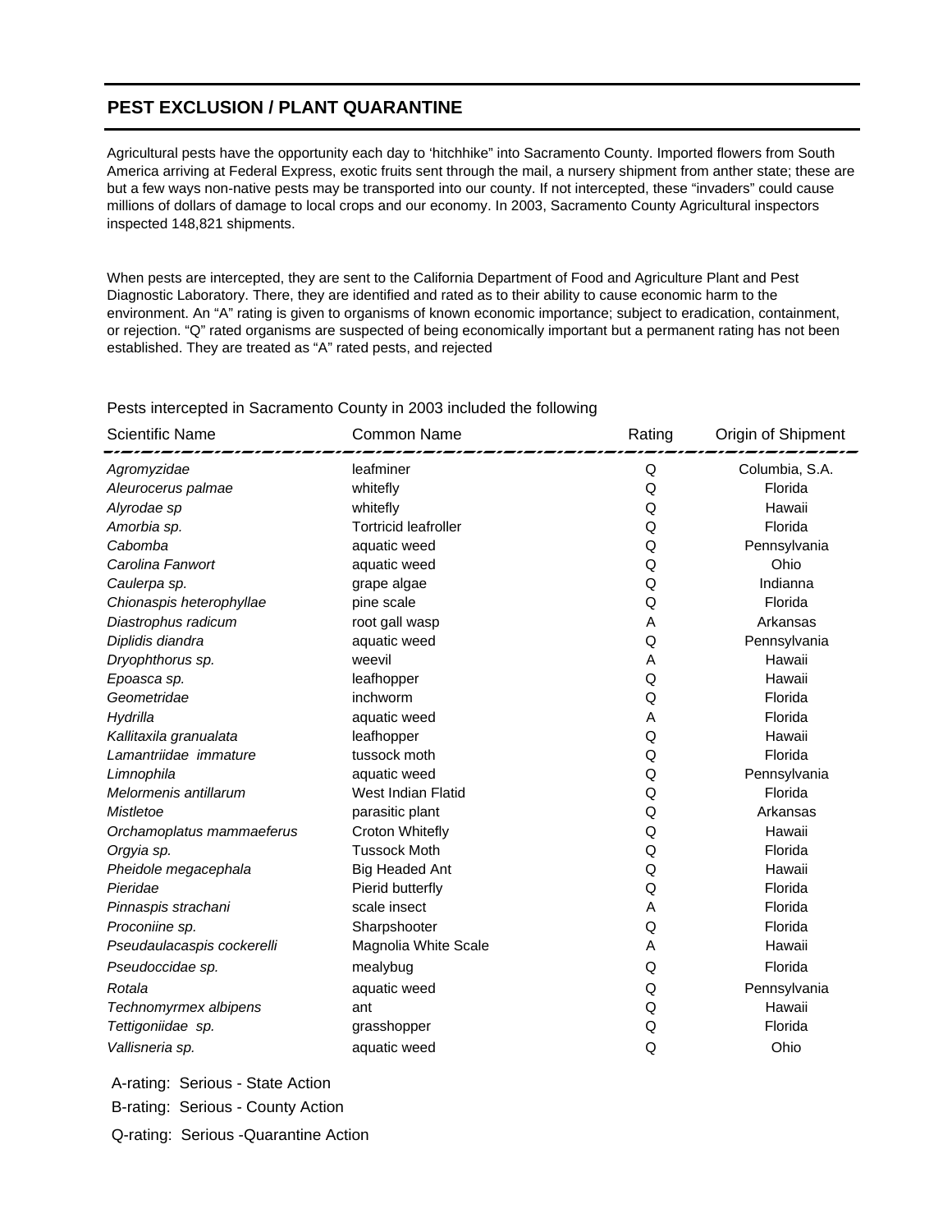## PEST EXCLUSION / PLANT QUARANTINE

Agricultural pests have the opportunity each day to ‘hitchhike” into Sacramento County. Imported flowers from South America arriving at Federal Express, exotic fruits sent through the mail, a nursery shipment from anther state; these are but a few ways non-native pests may be transported into our county. If not intercepted, these “invaders” could cause millions of dollars of damage to local crops and our economy. In 2003, Sacramento County Agricultural inspectors inspected 148,821 shipments.

When pests are intercepted, they are sent to the California Department of Food and Agriculture Plant and Pest Diagnostic Laboratory. There, they are identified and rated as to their ability to cause economic harm to the environment. An “A” rating is given to organisms of known economic importance; subject to eradication, containment, or rejection. “Q” rated organisms are suspected of being economically important but a permanent rating has not been established. They are treated as “A” rated pests, and rejected

Pests intercepted in Sacramento County in 2003 included the following

| Scientific Name | Common Name | Rating | Origin of Shipment |
|---|---|---|---|
| *Agromyzidae* | leafminer | Q | Columbia, S.A. |
| *Aleurocerus palmae* | whitefly | Q | Florida |
| *Alyrodae sp* | whitefly | Q | Hawaii |
| *Amorbia sp.* | Tortricid leafroller | Q | Florida |
| *Cabomba* | aquatic weed | Q | Pennsylvania |
| *Carolina Fanwort* | aquatic weed | Q | Ohio |
| *Caulerpa sp.* | grape algae | Q | Indianna |
| *Chionaspis heterophyllae* | pine scale | Q | Florida |
| *Diastrophus radicum* | root gall wasp | A | Arkansas |
| *Diplidis diandra* | aquatic weed | Q | Pennsylvania |
| *Dryophthorus sp.* | weevil | A | Hawaii |
| *Epoasca sp.* | leafhopper | Q | Hawaii |
| *Geometridae* | inchworm | Q | Florida |
| *Hydrilla* | aquatic weed | A | Florida |
| *Kallitaxila granualata* | leafhopper | Q | Hawaii |
| *Lamantriidae immature* | tussock moth | Q | Florida |
| *Limnophila* | aquatic weed | Q | Pennsylvania |
| *Melormenis antillarum* | West Indian Flatid | Q | Florida |
| *Mistletoe* | parasitic plant | Q | Arkansas |
| *Orchamoplatus mammaeferus* | Croton Whitefly | Q | Hawaii |
| *Orgyia sp.* | Tussock Moth | Q | Florida |
| *Pheidole megacephala* | Big Headed Ant | Q | Hawaii |
| *Pieridae* | Pierid butterfly | Q | Florida |
| *Pinnaspis strachani* | scale insect | A | Florida |
| *Proconiine sp.* | Sharpshooter | Q | Florida |
| *Pseudaulacaspis cockerelli* | Magnolia White Scale | A | Hawaii |
| *Pseudoccidae sp.* | mealybug | Q | Florida |
| *Rotala* | aquatic weed | Q | Pennsylvania |
| *Technomyrmex albipens* | ant | Q | Hawaii |
| *Tettigoniidae sp.* | grasshopper | Q | Florida |
| *Vallisneria sp.* | aquatic weed | Q | Ohio |

A-rating: Serious - State Action

B-rating: Serious - County Action

Q-rating: Serious -Quarantine Action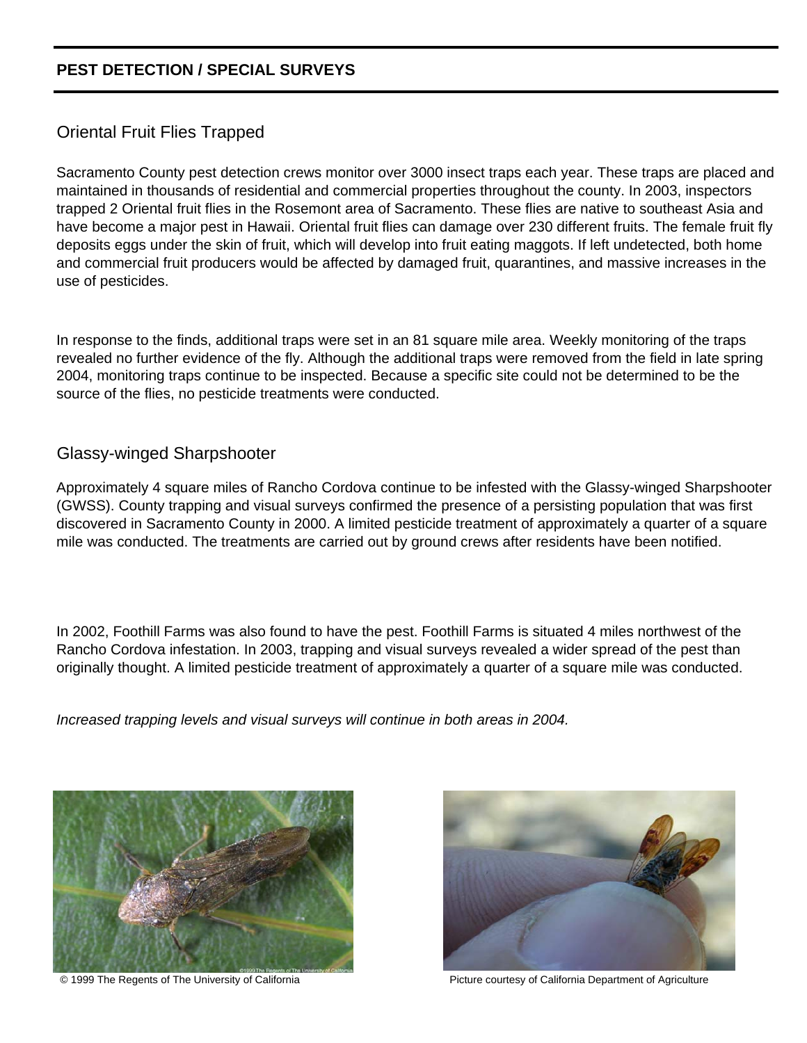## PEST DETECTION / SPECIAL SURVEYS

### Oriental Fruit Flies Trapped

Sacramento County pest detection crews monitor over 3000 insect traps each year. These traps are placed and maintained in thousands of residential and commercial properties throughout the county. In 2003, inspectors trapped 2 Oriental fruit flies in the Rosemont area of Sacramento. These flies are native to southeast Asia and have become a major pest in Hawaii. Oriental fruit flies can damage over 230 different fruits. The female fruit fly deposits eggs under the skin of fruit, which will develop into fruit eating maggots. If left undetected, both home and commercial fruit producers would be affected by damaged fruit, quarantines, and massive increases in the use of pesticides.

In response to the finds, additional traps were set in an 81 square mile area. Weekly monitoring of the traps revealed no further evidence of the fly. Although the additional traps were removed from the field in late spring 2004, monitoring traps continue to be inspected. Because a specific site could not be determined to be the source of the flies, no pesticide treatments were conducted.

### Glassy-winged Sharpshooter

Approximately 4 square miles of Rancho Cordova continue to be infested with the Glassy-winged Sharpshooter (GWSS). County trapping and visual surveys confirmed the presence of a persisting population that was first discovered in Sacramento County in 2000. A limited pesticide treatment of approximately a quarter of a square mile was conducted. The treatments are carried out by ground crews after residents have been notified.

In 2002, Foothill Farms was also found to have the pest. Foothill Farms is situated 4 miles northwest of the Rancho Cordova infestation. In 2003, trapping and visual surveys revealed a wider spread of the pest than originally thought. A limited pesticide treatment of approximately a quarter of a square mile was conducted.

*Increased trapping levels and visual surveys will continue in both areas in 2004.*

© 1999 The Regents of The University of California

Picture courtesy of California Department of Agriculture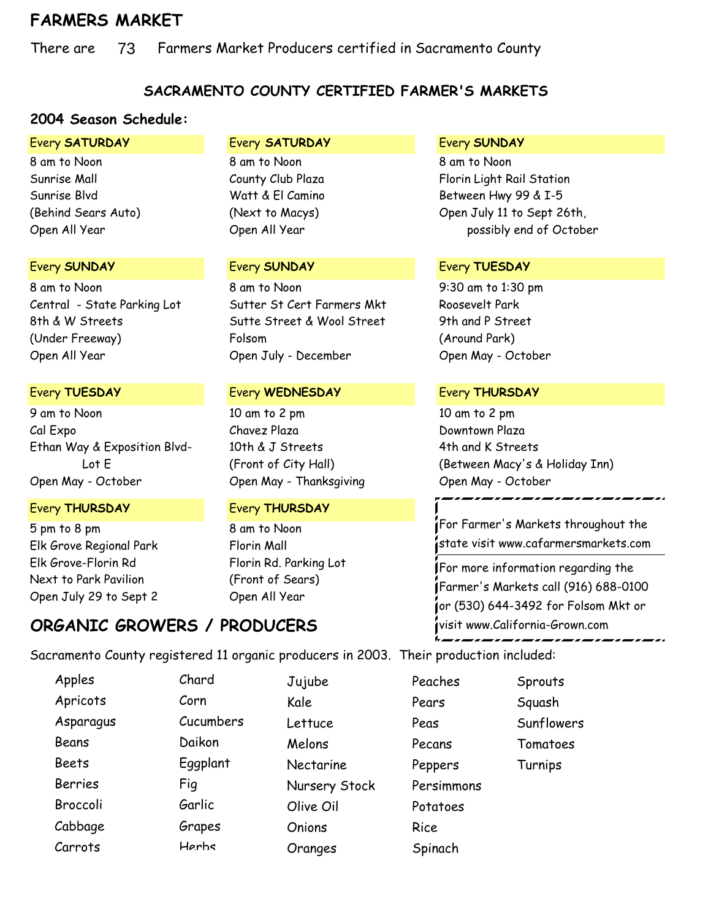# FARMERS MARKET

There are 73 Farmers Market Producers certified in Sacramento County

## SACRAMENTO COUNTY CERTIFIED FARMER'S MARKETS

### 2004 Season Schedule:

Every **SATURDAY**
8 am to Noon
Sunrise Mall
Sunrise Blvd
(Behind Sears Auto)
Open All Year

Every **SATURDAY**
8 am to Noon
County Club Plaza
Watt & El Camino
(Next to Macys)
Open All Year

Every **SUNDAY**
8 am to Noon
Florin Light Rail Station
Between Hwy 99 & I-5
Open July 11 to Sept 26th, possibly end of October

Every **SUNDAY**
8 am to Noon
Central - State Parking Lot
8th & W Streets
(Under Freeway)
Open All Year

Every **SUNDAY**
8 am to Noon
Sutter St Cert Farmers Mkt
Sutte Street & Wool Street
Folsom
Open July - December

Every **TUESDAY**
9:30 am to 1:30 pm
Roosevelt Park
9th and P Street
(Around Park)
Open May - October

Every **TUESDAY**
9 am to Noon
Cal Expo
Ethan Way & Exposition Blvd- Lot E
Open May - October

Every **WEDNESDAY**
10 am to 2 pm
Chavez Plaza
10th & J Streets
(Front of City Hall)
Open May - Thanksgiving

Every **THURSDAY**
10 am to 2 pm
Downtown Plaza
4th and K Streets
(Between Macy's & Holiday Inn)
Open May - October

Every **THURSDAY**
5 pm to 8 pm
Elk Grove Regional Park
Elk Grove-Florin Rd
Next to Park Pavilion
Open July 29 to Sept 2

Every **THURSDAY**
8 am to Noon
Florin Mall
Florin Rd. Parking Lot
(Front of Sears)
Open All Year

For Farmer's Markets throughout the state visit www.cafarmersmarkets.com

For more information regarding the Farmer's Markets call (916) 688-0100 or (530) 644-3492 for Folsom Mkt or visit www.California-Grown.com

## ORGANIC GROWERS / PRODUCERS

Sacramento County registered 11 organic producers in 2003. Their production included:

- Apples
- Apricots
- Asparagus
- Beans
- Beets
- Berries
- Broccoli
- Cabbage
- Carrots
- Chard
- Corn
- Cucumbers
- Daikon
- Eggplant
- Fig
- Garlic
- Grapes
- Herbs
- Jujube
- Kale
- Lettuce
- Melons
- Nectarine
- Nursery Stock
- Olive Oil
- Onions
- Oranges
- Peaches
- Pears
- Peas
- Pecans
- Peppers
- Persimmons
- Potatoes
- Rice
- Spinach
- Sprouts
- Squash
- Sunflowers
- Tomatoes
- Turnips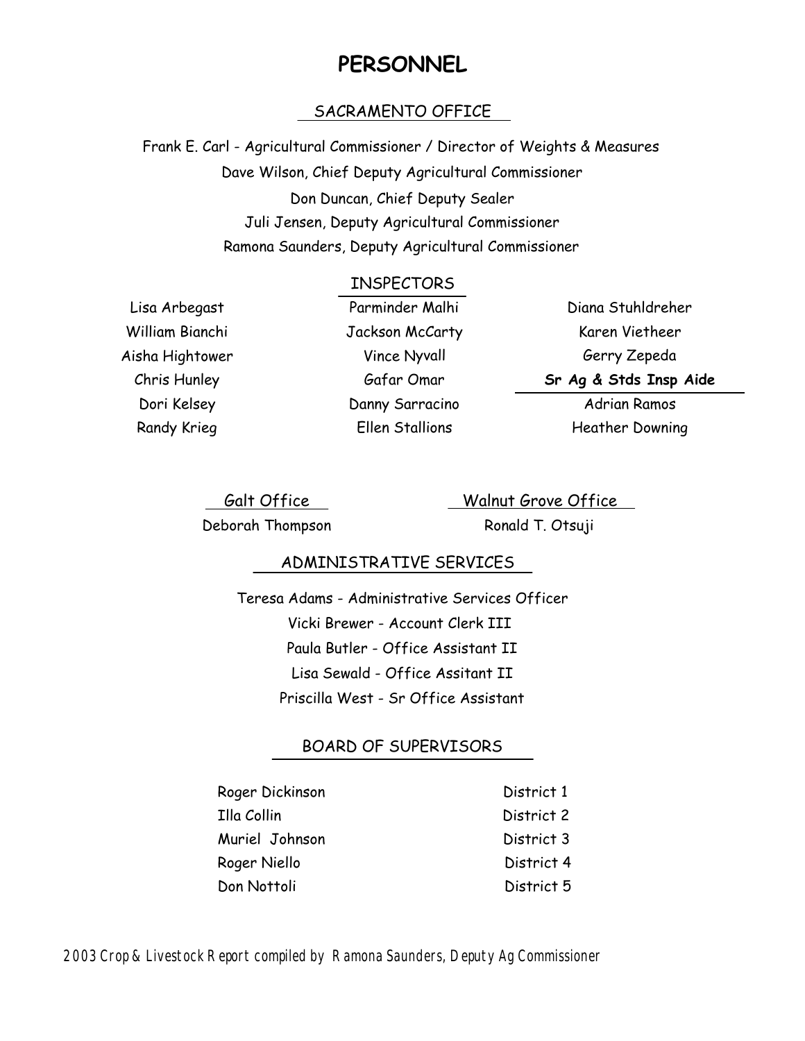# PERSONNEL

## SACRAMENTO OFFICE

Frank E. Carl - Agricultural Commissioner / Director of Weights & Measures

Dave Wilson, Chief Deputy Agricultural Commissioner

Don Duncan, Chief Deputy Sealer

Juli Jensen, Deputy Agricultural Commissioner

Ramona Saunders, Deputy Agricultural Commissioner

### INSPECTORS

| | | |
|---|---|---|
| Lisa Arbegast | Parminder Malhi | Diana Stuhldreher |
| William Bianchi | Jackson McCarty | Karen Vietheer |
| Aisha Hightower | Vince Nyvall | Gerry Zepeda |
| Chris Hunley | Gafar Omar | **Sr Ag & Stds Insp Aide** |
| Dori Kelsey | Danny Sarracino | Adrian Ramos |
| Randy Krieg | Ellen Stallions | Heather Downing |

| Galt Office | Walnut Grove Office |
|---|---|
| Deborah Thompson | Ronald T. Otsuji |

## ADMINISTRATIVE SERVICES

Teresa Adams - Administrative Services Officer

Vicki Brewer - Account Clerk III

Paula Butler - Office Assistant II

Lisa Sewald - Office Assitant II

Priscilla West - Sr Office Assistant

## BOARD OF SUPERVISORS

| | |
|---|---|
| Roger Dickinson | District 1 |
| Illa Collin | District 2 |
| Muriel Johnson | District 3 |
| Roger Niello | District 4 |
| Don Nottoli | District 5 |

*2003 Crop & Livestock Report compiled by Ramona Saunders, Deputy Ag Commissioner*